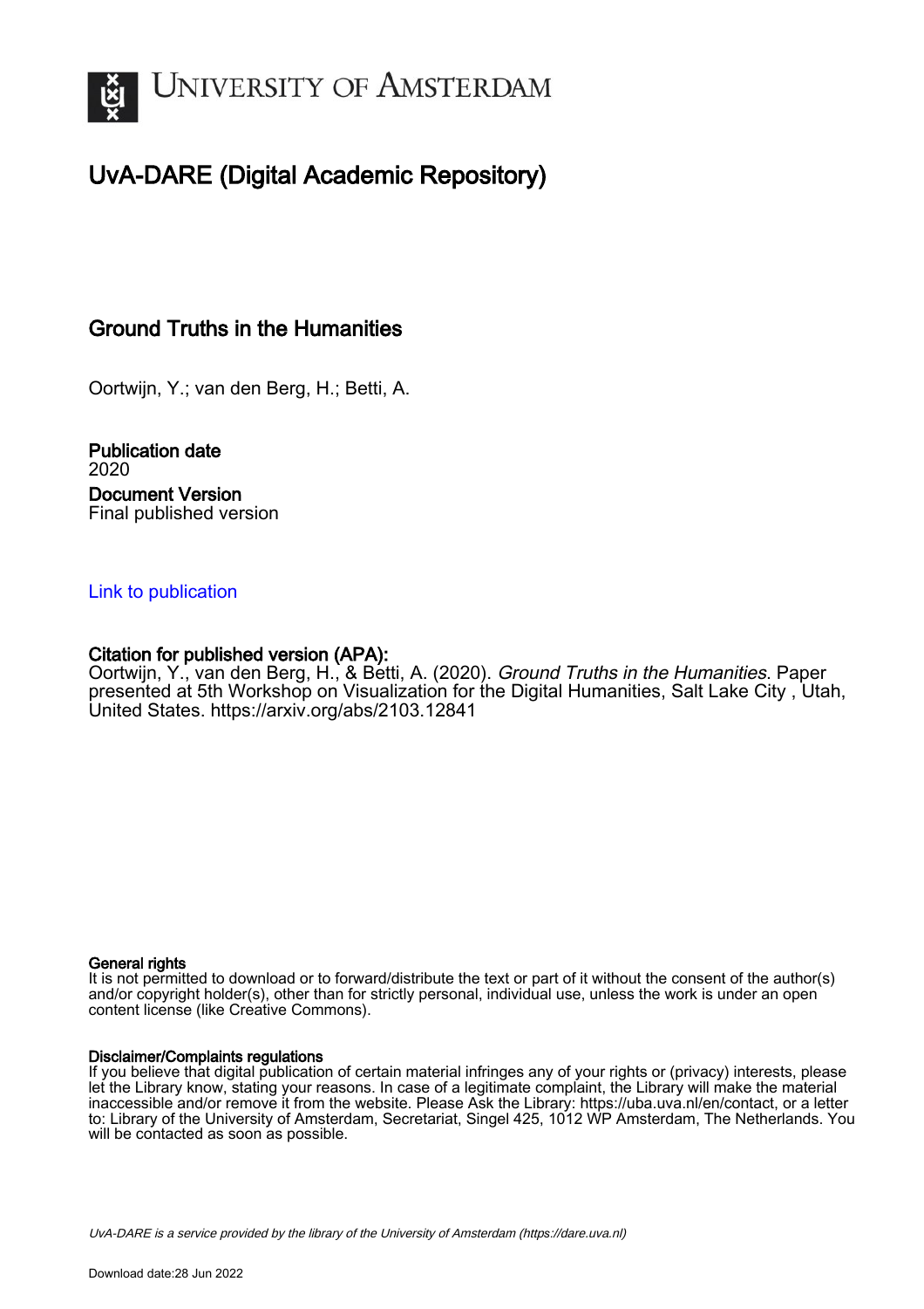# UNIVERSITY OF AMSTERDAM

## UvA-DARE (Digital Academic Repository)

### Ground Truths in the Humanities

Oortwijn, Y.; van den Berg, H.; Betti, A.

**Publication date**
2020

**Document Version**
Final published version

Link to publication

**Citation for published version (APA):**
Oortwijn, Y., van den Berg, H., & Betti, A. (2020). *Ground Truths in the Humanities.* Paper presented at 5th Workshop on Visualization for the Digital Humanities, Salt Lake City , Utah, United States. https://arxiv.org/abs/2103.12841

**General rights**
It is not permitted to download or to forward/distribute the text or part of it without the consent of the author(s) and/or copyright holder(s), other than for strictly personal, individual use, unless the work is under an open content license (like Creative Commons).

**Disclaimer/Complaints regulations**
If you believe that digital publication of certain material infringes any of your rights or (privacy) interests, please let the Library know, stating your reasons. In case of a legitimate complaint, the Library will make the material inaccessible and/or remove it from the website. Please Ask the Library: https://uba.uva.nl/en/contact, or a letter to: Library of the University of Amsterdam, Secretariat, Singel 425, 1012 WP Amsterdam, The Netherlands. You will be contacted as soon as possible.

*UvA-DARE is a service provided by the library of the University of Amsterdam (https://dare.uva.nl)*

Download date:28 Jun 2022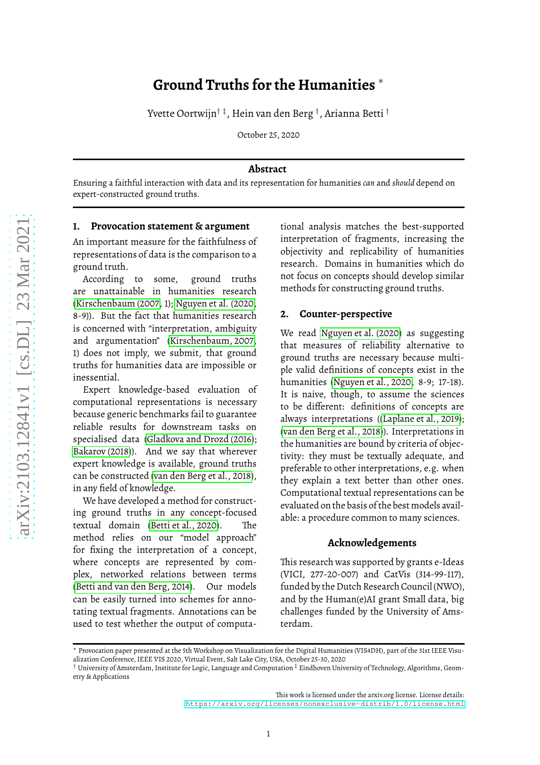# Ground Truths for the Humanities *

Yvette Oortwijn[† ‡], Hein van den Berg [†], Arianna Betti [†]

October 25, 2020

## Abstract

Ensuring a faithful interaction with data and its representation for humanities *can* and *should* depend on expert-constructed ground truths.

## 1. Provocation statement & argument

An important measure for the faithfulness of representations of data is the comparison to a ground truth.

According to some, ground truths are unattainable in humanities research (Kirschenbaum (2007, 1); Nguyen et al. (2020, 8-9)). But the fact that humanities research is concerned with "interpretation, ambiguity and argumentation" (Kirschenbaum, 2007, 1) does not imply, we submit, that ground truths for humanities data are impossible or inessential.

Expert knowledge-based evaluation of computational representations is necessary because generic benchmarks fail to guarantee reliable results for downstream tasks on specialised data (Gladkova and Drozd (2016); Bakarov (2018)). And we say that wherever expert knowledge is available, ground truths can be constructed (van den Berg et al., 2018), in any field of knowledge.

We have developed a method for constructing ground truths in any concept-focused textual domain (Betti et al., 2020). The method relies on our "model approach" for fixing the interpretation of a concept, where concepts are represented by complex, networked relations between terms (Betti and van den Berg, 2014). Our models can be easily turned into schemes for annotating textual fragments. Annotations can be used to test whether the output of computational analysis matches the best-supported interpretation of fragments, increasing the objectivity and replicability of humanities research. Domains in humanities which do not focus on concepts should develop similar methods for constructing ground truths.

## 2. Counter-perspective

We read Nguyen et al. (2020) as suggesting that measures of reliability alternative to ground truths are necessary because multiple valid definitions of concepts exist in the humanities (Nguyen et al., 2020, 8-9; 17-18). It is naive, though, to assume the sciences to be different: definitions of concepts are always interpretations ((Laplane et al., 2019); (van den Berg et al., 2018)). Interpretations in the humanities are bound by criteria of objectivity: they must be textually adequate, and preferable to other interpretations, e.g. when they explain a text better than other ones. Computational textual representations can be evaluated on the basis of the best models available: a procedure common to many sciences.

### Acknowledgements

This research was supported by grants e-Ideas (VICI, 277-20-007) and CatVis (314-99-117), funded by the Dutch Research Council (NWO), and by the Human(e)AI grant Small data, big challenges funded by the University of Amsterdam.

---

* Provocation paper presented at the 5th Workshop on Visualization for the Digital Humanities (VIS4DH), part of the 31st IEEE Visualization Conference, IEEE VIS 2020, Virtual Event, Salt Lake City, USA, October 25-30, 2020

[†] University of Amsterdam, Institute for Logic, Language and Computation [‡] Eindhoven University of Technology, Algorithms, Geometry & Applications

This work is licensed under the arxiv.org license. License details: https://arxiv.org/licenses/nonexclusive-distrib/1.0/license.html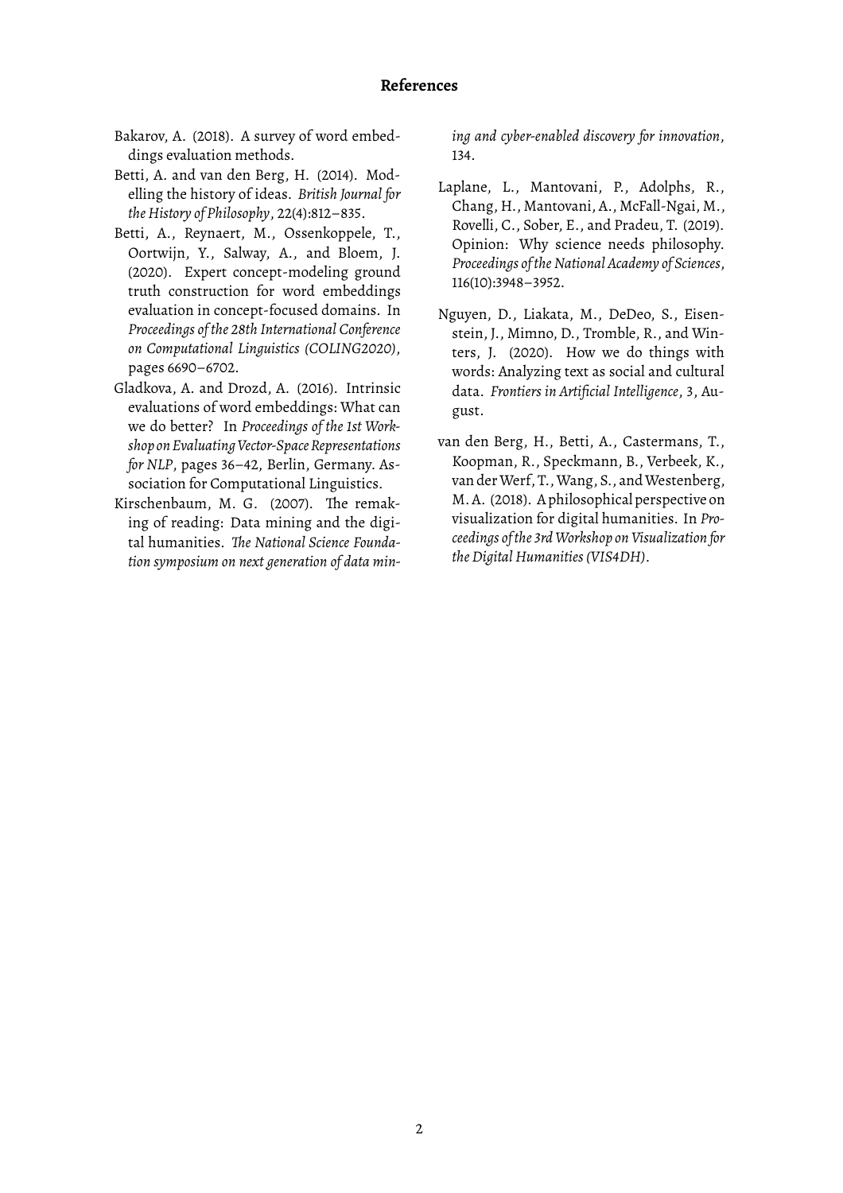## References

Bakarov, A. (2018). A survey of word embeddings evaluation methods.

Betti, A. and van den Berg, H. (2014). Modelling the history of ideas. *British Journal for the History of Philosophy*, 22(4):812–835.

Betti, A., Reynaert, M., Ossenkoppele, T., Oortwijn, Y., Salway, A., and Bloem, J. (2020). Expert concept-modeling ground truth construction for word embeddings evaluation in concept-focused domains. In *Proceedings of the 28th International Conference on Computational Linguistics (COLING2020)*, pages 6690–6702.

Gladkova, A. and Drozd, A. (2016). Intrinsic evaluations of word embeddings: What can we do better? In *Proceedings of the 1st Workshop on Evaluating Vector-Space Representations for NLP*, pages 36–42, Berlin, Germany. Association for Computational Linguistics.

Kirschenbaum, M. G. (2007). The remaking of reading: Data mining and the digital humanities. *The National Science Foundation symposium on next generation of data mining and cyber-enabled discovery for innovation*, 134.

Laplane, L., Mantovani, P., Adolphs, R., Chang, H., Mantovani, A., McFall-Ngai, M., Rovelli, C., Sober, E., and Pradeu, T. (2019). Opinion: Why science needs philosophy. *Proceedings of the National Academy of Sciences*, 116(10):3948–3952.

Nguyen, D., Liakata, M., DeDeo, S., Eisenstein, J., Mimno, D., Tromble, R., and Winters, J. (2020). How we do things with words: Analyzing text as social and cultural data. *Frontiers in Artificial Intelligence*, 3, August.

van den Berg, H., Betti, A., Castermans, T., Koopman, R., Speckmann, B., Verbeek, K., van der Werf, T., Wang, S., and Westenberg, M. A. (2018). A philosophical perspective on visualization for digital humanities. In *Proceedings of the 3rd Workshop on Visualization for the Digital Humanities (VIS4DH)*.